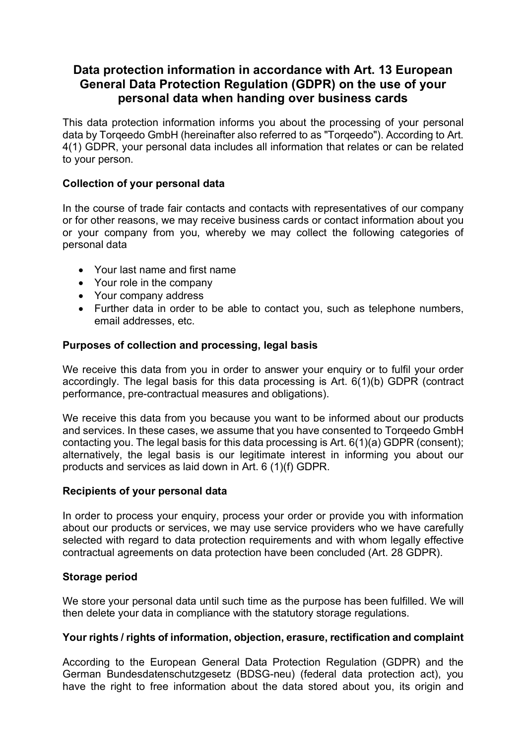# Data protection information in accordance with Art. 13 European General Data Protection Regulation (GDPR) on the use of your personal data when handing over business cards

This data protection information informs you about the processing of your personal data by Torqeedo GmbH (hereinafter also referred to as "Torqeedo"). According to Art. 4(1) GDPR, your personal data includes all information that relates or can be related to your person.

### Collection of your personal data

In the course of trade fair contacts and contacts with representatives of our company or for other reasons, we may receive business cards or contact information about you or your company from you, whereby we may collect the following categories of personal data

- Your last name and first name
- Your role in the company
- Your company address
- Further data in order to be able to contact you, such as telephone numbers, email addresses, etc.

### Purposes of collection and processing, legal basis

We receive this data from you in order to answer your enquiry or to fulfil your order accordingly. The legal basis for this data processing is Art. 6(1)(b) GDPR (contract performance, pre-contractual measures and obligations).

We receive this data from you because you want to be informed about our products and services. In these cases, we assume that you have consented to Torqeedo GmbH contacting you. The legal basis for this data processing is Art. 6(1)(a) GDPR (consent); alternatively, the legal basis is our legitimate interest in informing you about our products and services as laid down in Art. 6 (1)(f) GDPR.

### Recipients of your personal data

In order to process your enquiry, process your order or provide you with information about our products or services, we may use service providers who we have carefully selected with regard to data protection requirements and with whom legally effective contractual agreements on data protection have been concluded (Art. 28 GDPR).

### Storage period

We store your personal data until such time as the purpose has been fulfilled. We will then delete your data in compliance with the statutory storage regulations.

### Your rights / rights of information, objection, erasure, rectification and complaint

According to the European General Data Protection Regulation (GDPR) and the German Bundesdatenschutzgesetz (BDSG-neu) (federal data protection act), you have the right to free information about the data stored about you, its origin and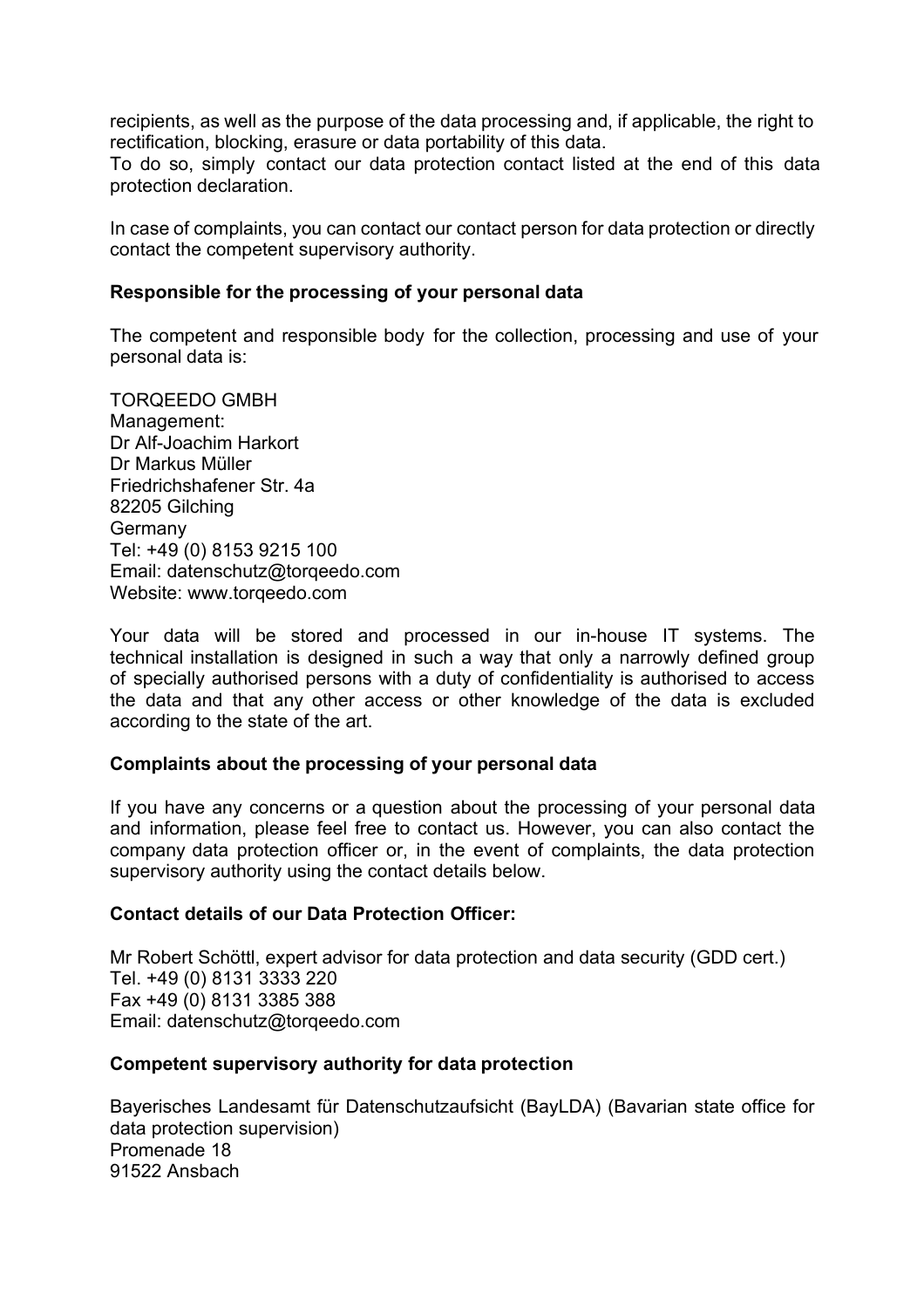recipients, as well as the purpose of the data processing and, if applicable, the right to rectification, blocking, erasure or data portability of this data.
To do so, simply contact our data protection contact listed at the end of this data protection declaration.

In case of complaints, you can contact our contact person for data protection or directly contact the competent supervisory authority.

**Responsible for the processing of your personal data**

The competent and responsible body for the collection, processing and use of your personal data is:

TORQEEDO GMBH
Management:
Dr Alf-Joachim Harkort
Dr Markus Müller
Friedrichshafener Str. 4a
82205 Gilching
Germany
Tel: +49 (0) 8153 9215 100
Email: datenschutz@torqeedo.com
Website: www.torqeedo.com

Your data will be stored and processed in our in-house IT systems. The technical installation is designed in such a way that only a narrowly defined group of specially authorised persons with a duty of confidentiality is authorised to access the data and that any other access or other knowledge of the data is excluded according to the state of the art.

**Complaints about the processing of your personal data**

If you have any concerns or a question about the processing of your personal data and information, please feel free to contact us. However, you can also contact the company data protection officer or, in the event of complaints, the data protection supervisory authority using the contact details below.

**Contact details of our Data Protection Officer:**

Mr Robert Schöttl, expert advisor for data protection and data security (GDD cert.)
Tel. +49 (0) 8131 3333 220
Fax +49 (0) 8131 3385 388
Email: datenschutz@torqeedo.com

**Competent supervisory authority for data protection**

Bayerisches Landesamt für Datenschutzaufsicht (BayLDA) (Bavarian state office for data protection supervision)
Promenade 18
91522 Ansbach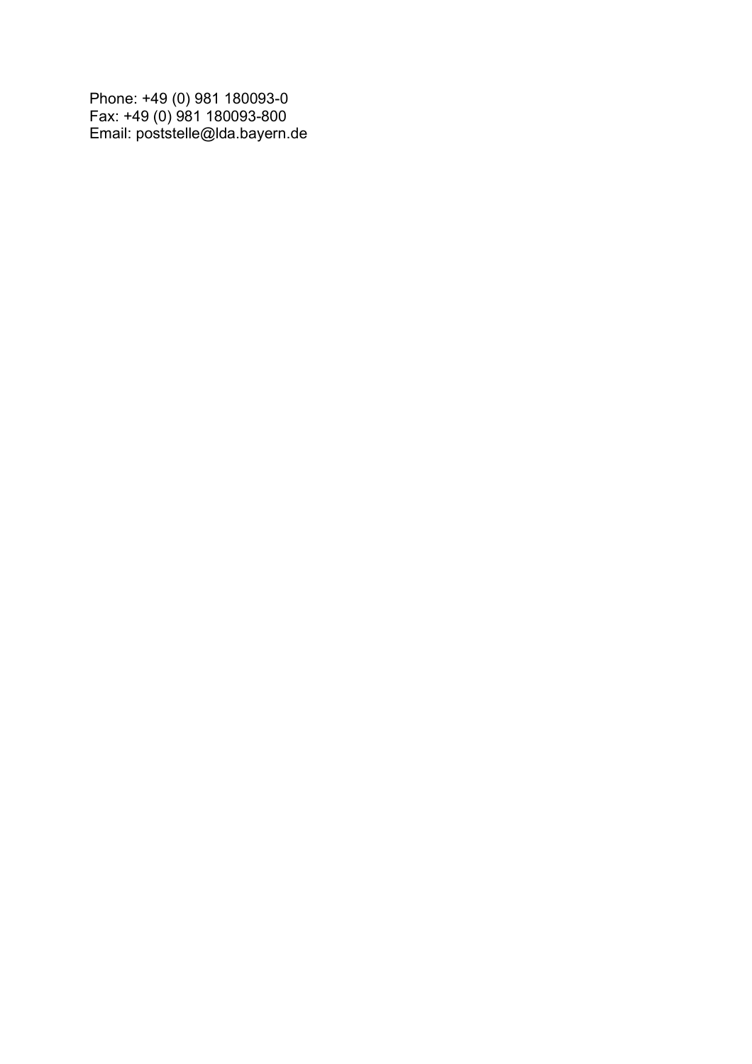Phone: +49 (0) 981 180093-0
Fax: +49 (0) 981 180093-800
Email: poststelle@lda.bayern.de